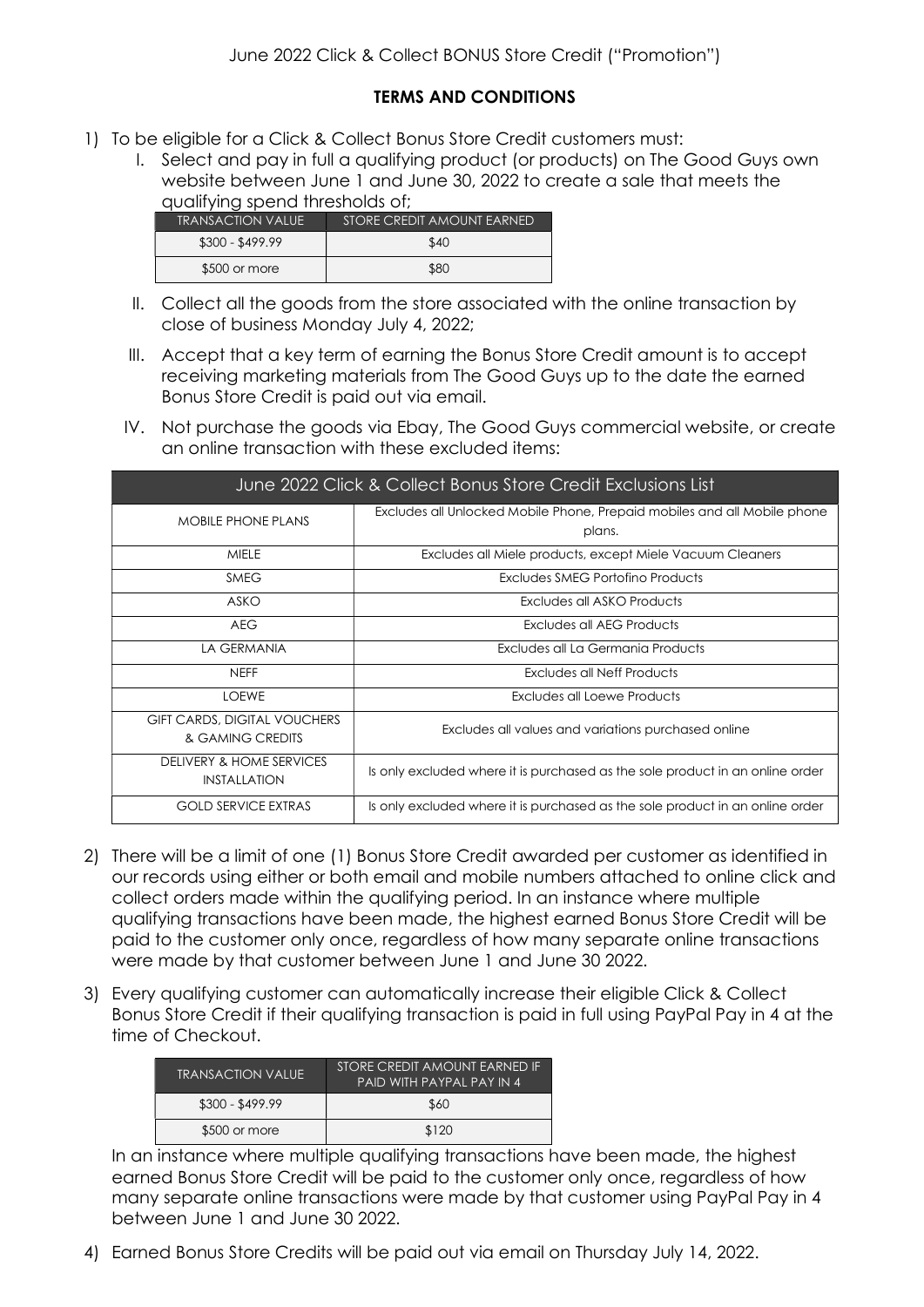June 2022 Click & Collect BONUS Store Credit ("Promotion")

## TERMS AND CONDITIONS

1) To be eligible for a Click & Collect Bonus Store Credit customers must:

   I. Select and pay in full a qualifying product (or products) on The Good Guys own website between June 1 and June 30, 2022 to create a sale that meets the qualifying spend thresholds of;

   | TRANSACTION VALUE | STORE CREDIT AMOUNT EARNED |
   | --- | --- |
   | $300 - $499.99 | $40 |
   | $500 or more | $80 |

   II. Collect all the goods from the store associated with the online transaction by close of business Monday July 4, 2022;

   III. Accept that a key term of earning the Bonus Store Credit amount is to accept receiving marketing materials from The Good Guys up to the date the earned Bonus Store Credit is paid out via email.

   IV. Not purchase the goods via Ebay, The Good Guys commercial website, or create an online transaction with these excluded items:

| June 2022 Click & Collect Bonus Store Credit Exclusions List | |
| --- | --- |
| MOBILE PHONE PLANS | Excludes all Unlocked Mobile Phone, Prepaid mobiles and all Mobile phone plans. |
| MIELE | Excludes all Miele products, except Miele Vacuum Cleaners |
| SMEG | Excludes SMEG Portofino Products |
| ASKO | Excludes all ASKO Products |
| AEG | Excludes all AEG Products |
| LA GERMANIA | Excludes all La Germania Products |
| NEFF | Excludes all Neff Products |
| LOEWE | Excludes all Loewe Products |
| GIFT CARDS, DIGITAL VOUCHERS & GAMING CREDITS | Excludes all values and variations purchased online |
| DELIVERY & HOME SERVICES INSTALLATION | Is only excluded where it is purchased as the sole product in an online order |
| GOLD SERVICE EXTRAS | Is only excluded where it is purchased as the sole product in an online order |

2) There will be a limit of one (1) Bonus Store Credit awarded per customer as identified in our records using either or both email and mobile numbers attached to online click and collect orders made within the qualifying period. In an instance where multiple qualifying transactions have been made, the highest earned Bonus Store Credit will be paid to the customer only once, regardless of how many separate online transactions were made by that customer between June 1 and June 30 2022.

3) Every qualifying customer can automatically increase their eligible Click & Collect Bonus Store Credit if their qualifying transaction is paid in full using PayPal Pay in 4 at the time of Checkout.

   | TRANSACTION VALUE | STORE CREDIT AMOUNT EARNED IF PAID WITH PAYPAL PAY IN 4 |
   | --- | --- |
   | $300 - $499.99 | $60 |
   | $500 or more | $120 |

   In an instance where multiple qualifying transactions have been made, the highest earned Bonus Store Credit will be paid to the customer only once, regardless of how many separate online transactions were made by that customer using PayPal Pay in 4 between June 1 and June 30 2022.

4) Earned Bonus Store Credits will be paid out via email on Thursday July 14, 2022.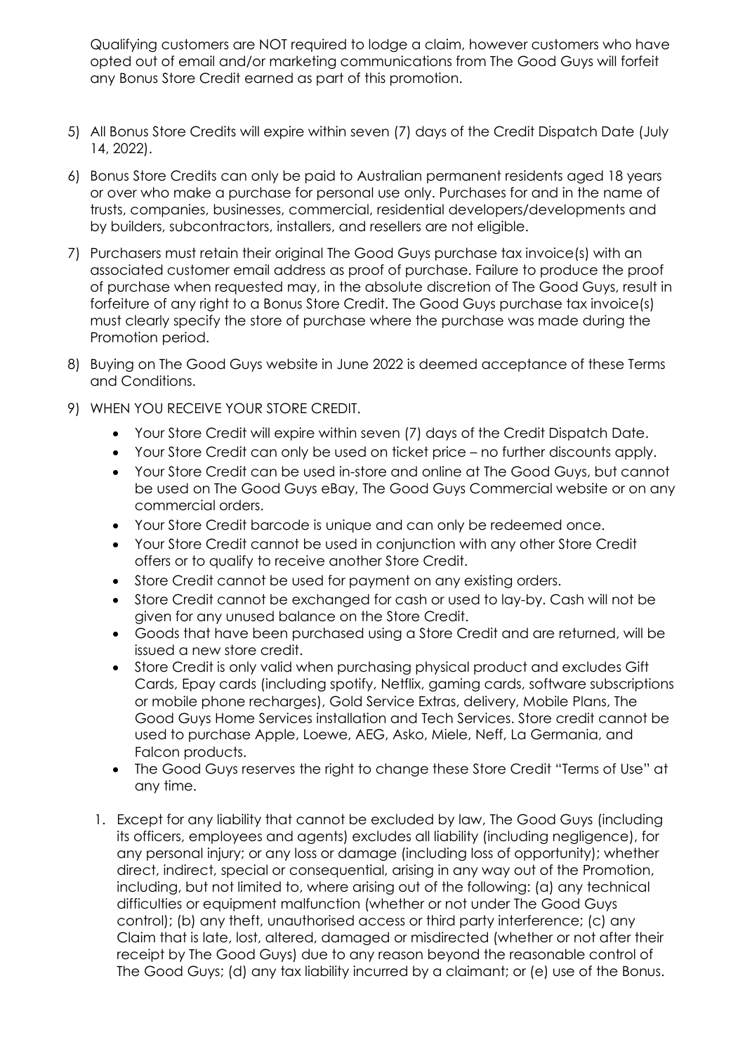Qualifying customers are NOT required to lodge a claim, however customers who have opted out of email and/or marketing communications from The Good Guys will forfeit any Bonus Store Credit earned as part of this promotion.

5) All Bonus Store Credits will expire within seven (7) days of the Credit Dispatch Date (July 14, 2022).

6) Bonus Store Credits can only be paid to Australian permanent residents aged 18 years or over who make a purchase for personal use only. Purchases for and in the name of trusts, companies, businesses, commercial, residential developers/developments and by builders, subcontractors, installers, and resellers are not eligible.

7) Purchasers must retain their original The Good Guys purchase tax invoice(s) with an associated customer email address as proof of purchase. Failure to produce the proof of purchase when requested may, in the absolute discretion of The Good Guys, result in forfeiture of any right to a Bonus Store Credit. The Good Guys purchase tax invoice(s) must clearly specify the store of purchase where the purchase was made during the Promotion period.

8) Buying on The Good Guys website in June 2022 is deemed acceptance of these Terms and Conditions.

9) WHEN YOU RECEIVE YOUR STORE CREDIT.

   - Your Store Credit will expire within seven (7) days of the Credit Dispatch Date.
   - Your Store Credit can only be used on ticket price – no further discounts apply.
   - Your Store Credit can be used in-store and online at The Good Guys, but cannot be used on The Good Guys eBay, The Good Guys Commercial website or on any commercial orders.
   - Your Store Credit barcode is unique and can only be redeemed once.
   - Your Store Credit cannot be used in conjunction with any other Store Credit offers or to qualify to receive another Store Credit.
   - Store Credit cannot be used for payment on any existing orders.
   - Store Credit cannot be exchanged for cash or used to lay-by. Cash will not be given for any unused balance on the Store Credit.
   - Goods that have been purchased using a Store Credit and are returned, will be issued a new store credit.
   - Store Credit is only valid when purchasing physical product and excludes Gift Cards, Epay cards (including spotify, Netflix, gaming cards, software subscriptions or mobile phone recharges), Gold Service Extras, delivery, Mobile Plans, The Good Guys Home Services installation and Tech Services. Store credit cannot be used to purchase Apple, Loewe, AEG, Asko, Miele, Neff, La Germania, and Falcon products.
   - The Good Guys reserves the right to change these Store Credit "Terms of Use" at any time.

   1. Except for any liability that cannot be excluded by law, The Good Guys (including its officers, employees and agents) excludes all liability (including negligence), for any personal injury; or any loss or damage (including loss of opportunity); whether direct, indirect, special or consequential, arising in any way out of the Promotion, including, but not limited to, where arising out of the following: (a) any technical difficulties or equipment malfunction (whether or not under The Good Guys control); (b) any theft, unauthorised access or third party interference; (c) any Claim that is late, lost, altered, damaged or misdirected (whether or not after their receipt by The Good Guys) due to any reason beyond the reasonable control of The Good Guys; (d) any tax liability incurred by a claimant; or (e) use of the Bonus.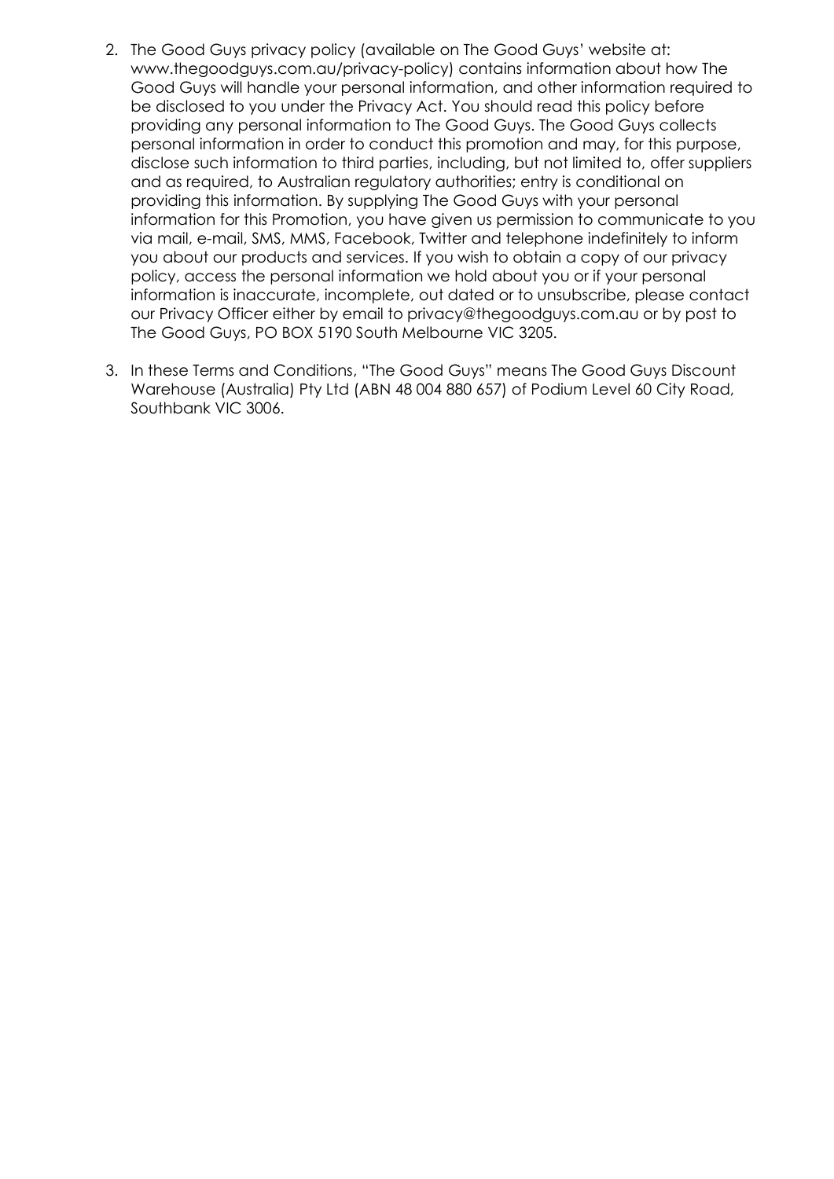2. The Good Guys privacy policy (available on The Good Guys' website at: www.thegoodguys.com.au/privacy-policy) contains information about how The Good Guys will handle your personal information, and other information required to be disclosed to you under the Privacy Act. You should read this policy before providing any personal information to The Good Guys. The Good Guys collects personal information in order to conduct this promotion and may, for this purpose, disclose such information to third parties, including, but not limited to, offer suppliers and as required, to Australian regulatory authorities; entry is conditional on providing this information. By supplying The Good Guys with your personal information for this Promotion, you have given us permission to communicate to you via mail, e-mail, SMS, MMS, Facebook, Twitter and telephone indefinitely to inform you about our products and services. If you wish to obtain a copy of our privacy policy, access the personal information we hold about you or if your personal information is inaccurate, incomplete, out dated or to unsubscribe, please contact our Privacy Officer either by email to privacy@thegoodguys.com.au or by post to The Good Guys, PO BOX 5190 South Melbourne VIC 3205.

3. In these Terms and Conditions, "The Good Guys" means The Good Guys Discount Warehouse (Australia) Pty Ltd (ABN 48 004 880 657) of Podium Level 60 City Road, Southbank VIC 3006.